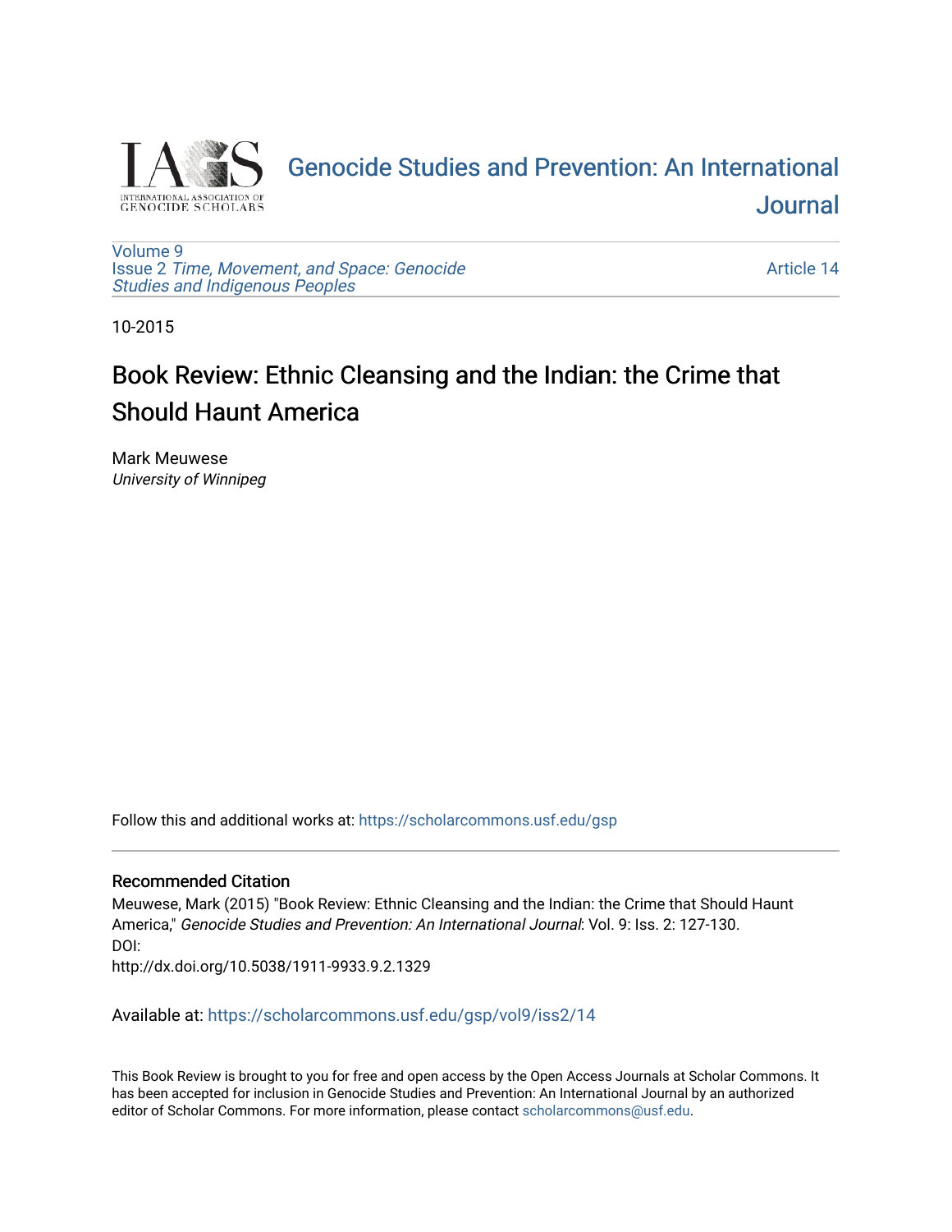Genocide Studies and Prevention: An International Journal

Volume 9
Issue 2 *Time, Movement, and Space: Genocide Studies and Indigenous Peoples*

Article 14

10-2015

# Book Review: Ethnic Cleansing and the Indian: the Crime that Should Haunt America

Mark Meuwese
*University of Winnipeg*

Follow this and additional works at: https://scholarcommons.usf.edu/gsp

## Recommended Citation

Meuwese, Mark (2015) "Book Review: Ethnic Cleansing and the Indian: the Crime that Should Haunt America," *Genocide Studies and Prevention: An International Journal*: Vol. 9: Iss. 2: 127-130.
DOI:
http://dx.doi.org/10.5038/1911-9933.9.2.1329

Available at: https://scholarcommons.usf.edu/gsp/vol9/iss2/14

This Book Review is brought to you for free and open access by the Open Access Journals at Scholar Commons. It has been accepted for inclusion in Genocide Studies and Prevention: An International Journal by an authorized editor of Scholar Commons. For more information, please contact scholarcommons@usf.edu.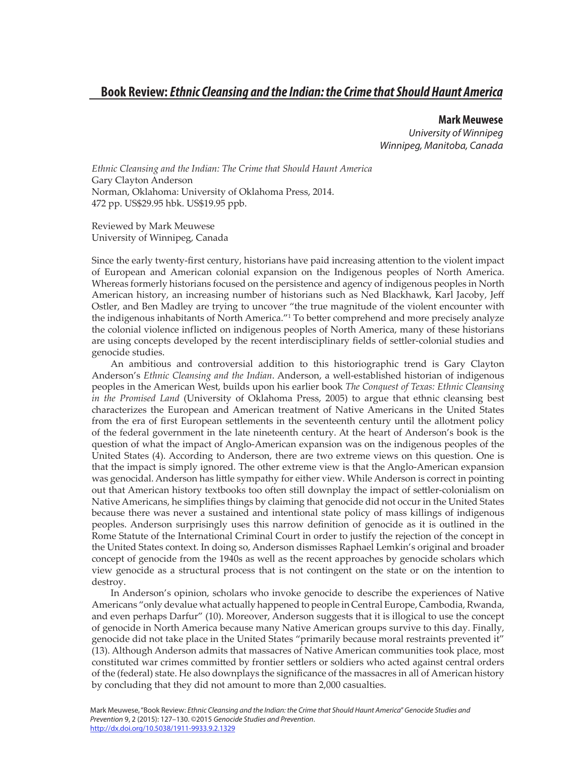## Book Review: *Ethnic Cleansing and the Indian: the Crime that Should Haunt America*

**Mark Meuwese**
*University of Winnipeg*
*Winnipeg, Manitoba, Canada*

*Ethnic Cleansing and the Indian: The Crime that Should Haunt America*
Gary Clayton Anderson
Norman, Oklahoma: University of Oklahoma Press, 2014.
472 pp. US$29.95 hbk. US$19.95 ppb.

Reviewed by Mark Meuwese
University of Winnipeg, Canada

Since the early twenty-first century, historians have paid increasing attention to the violent impact of European and American colonial expansion on the Indigenous peoples of North America. Whereas formerly historians focused on the persistence and agency of indigenous peoples in North American history, an increasing number of historians such as Ned Blackhawk, Karl Jacoby, Jeff Ostler, and Ben Madley are trying to uncover "the true magnitude of the violent encounter with the indigenous inhabitants of North America."[1] To better comprehend and more precisely analyze the colonial violence inflicted on indigenous peoples of North America, many of these historians are using concepts developed by the recent interdisciplinary fields of settler-colonial studies and genocide studies.

An ambitious and controversial addition to this historiographic trend is Gary Clayton Anderson's *Ethnic Cleansing and the Indian*. Anderson, a well-established historian of indigenous peoples in the American West, builds upon his earlier book *The Conquest of Texas: Ethnic Cleansing in the Promised Land* (University of Oklahoma Press, 2005) to argue that ethnic cleansing best characterizes the European and American treatment of Native Americans in the United States from the era of first European settlements in the seventeenth century until the allotment policy of the federal government in the late nineteenth century. At the heart of Anderson's book is the question of what the impact of Anglo-American expansion was on the indigenous peoples of the United States (4). According to Anderson, there are two extreme views on this question. One is that the impact is simply ignored. The other extreme view is that the Anglo-American expansion was genocidal. Anderson has little sympathy for either view. While Anderson is correct in pointing out that American history textbooks too often still downplay the impact of settler-colonialism on Native Americans, he simplifies things by claiming that genocide did not occur in the United States because there was never a sustained and intentional state policy of mass killings of indigenous peoples. Anderson surprisingly uses this narrow definition of genocide as it is outlined in the Rome Statute of the International Criminal Court in order to justify the rejection of the concept in the United States context. In doing so, Anderson dismisses Raphael Lemkin's original and broader concept of genocide from the 1940s as well as the recent approaches by genocide scholars which view genocide as a structural process that is not contingent on the state or on the intention to destroy.

In Anderson's opinion, scholars who invoke genocide to describe the experiences of Native Americans "only devalue what actually happened to people in Central Europe, Cambodia, Rwanda, and even perhaps Darfur" (10). Moreover, Anderson suggests that it is illogical to use the concept of genocide in North America because many Native American groups survive to this day. Finally, genocide did not take place in the United States "primarily because moral restraints prevented it" (13). Although Anderson admits that massacres of Native American communities took place, most constituted war crimes committed by frontier settlers or soldiers who acted against central orders of the (federal) state. He also downplays the significance of the massacres in all of American history by concluding that they did not amount to more than 2,000 casualties.

Mark Meuwese, "Book Review: *Ethnic Cleansing and the Indian: the Crime that Should Haunt America*" *Genocide Studies and Prevention* 9, 2 (2015): 127–130. ©2015 *Genocide Studies and Prevention*.
http://dx.doi.org/10.5038/1911-9933.9.2.1329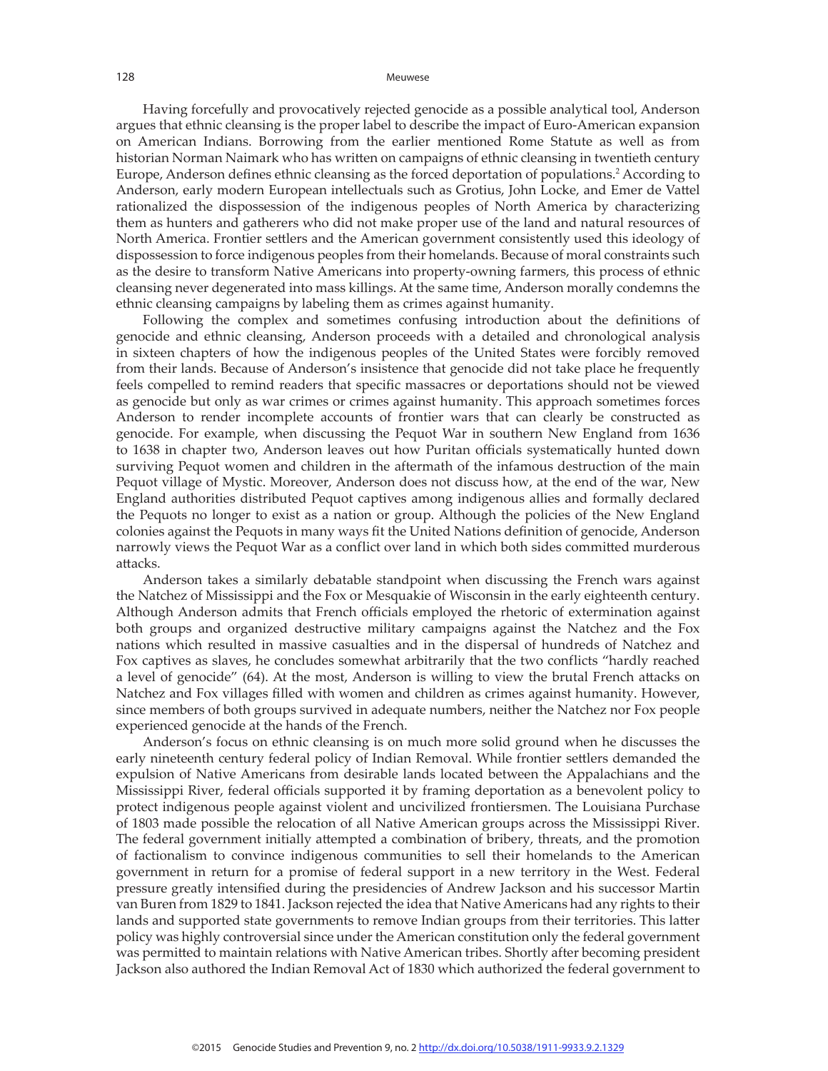Having forcefully and provocatively rejected genocide as a possible analytical tool, Anderson argues that ethnic cleansing is the proper label to describe the impact of Euro-American expansion on American Indians. Borrowing from the earlier mentioned Rome Statute as well as from historian Norman Naimark who has written on campaigns of ethnic cleansing in twentieth century Europe, Anderson defines ethnic cleansing as the forced deportation of populations.[2] According to Anderson, early modern European intellectuals such as Grotius, John Locke, and Emer de Vattel rationalized the dispossession of the indigenous peoples of North America by characterizing them as hunters and gatherers who did not make proper use of the land and natural resources of North America. Frontier settlers and the American government consistently used this ideology of dispossession to force indigenous peoples from their homelands. Because of moral constraints such as the desire to transform Native Americans into property-owning farmers, this process of ethnic cleansing never degenerated into mass killings. At the same time, Anderson morally condemns the ethnic cleansing campaigns by labeling them as crimes against humanity.

Following the complex and sometimes confusing introduction about the definitions of genocide and ethnic cleansing, Anderson proceeds with a detailed and chronological analysis in sixteen chapters of how the indigenous peoples of the United States were forcibly removed from their lands. Because of Anderson's insistence that genocide did not take place he frequently feels compelled to remind readers that specific massacres or deportations should not be viewed as genocide but only as war crimes or crimes against humanity. This approach sometimes forces Anderson to render incomplete accounts of frontier wars that can clearly be constructed as genocide. For example, when discussing the Pequot War in southern New England from 1636 to 1638 in chapter two, Anderson leaves out how Puritan officials systematically hunted down surviving Pequot women and children in the aftermath of the infamous destruction of the main Pequot village of Mystic. Moreover, Anderson does not discuss how, at the end of the war, New England authorities distributed Pequot captives among indigenous allies and formally declared the Pequots no longer to exist as a nation or group. Although the policies of the New England colonies against the Pequots in many ways fit the United Nations definition of genocide, Anderson narrowly views the Pequot War as a conflict over land in which both sides committed murderous attacks.

Anderson takes a similarly debatable standpoint when discussing the French wars against the Natchez of Mississippi and the Fox or Mesquakie of Wisconsin in the early eighteenth century. Although Anderson admits that French officials employed the rhetoric of extermination against both groups and organized destructive military campaigns against the Natchez and the Fox nations which resulted in massive casualties and in the dispersal of hundreds of Natchez and Fox captives as slaves, he concludes somewhat arbitrarily that the two conflicts "hardly reached a level of genocide" (64). At the most, Anderson is willing to view the brutal French attacks on Natchez and Fox villages filled with women and children as crimes against humanity. However, since members of both groups survived in adequate numbers, neither the Natchez nor Fox people experienced genocide at the hands of the French.

Anderson's focus on ethnic cleansing is on much more solid ground when he discusses the early nineteenth century federal policy of Indian Removal. While frontier settlers demanded the expulsion of Native Americans from desirable lands located between the Appalachians and the Mississippi River, federal officials supported it by framing deportation as a benevolent policy to protect indigenous people against violent and uncivilized frontiersmen. The Louisiana Purchase of 1803 made possible the relocation of all Native American groups across the Mississippi River. The federal government initially attempted a combination of bribery, threats, and the promotion of factionalism to convince indigenous communities to sell their homelands to the American government in return for a promise of federal support in a new territory in the West. Federal pressure greatly intensified during the presidencies of Andrew Jackson and his successor Martin van Buren from 1829 to 1841. Jackson rejected the idea that Native Americans had any rights to their lands and supported state governments to remove Indian groups from their territories. This latter policy was highly controversial since under the American constitution only the federal government was permitted to maintain relations with Native American tribes. Shortly after becoming president Jackson also authored the Indian Removal Act of 1830 which authorized the federal government to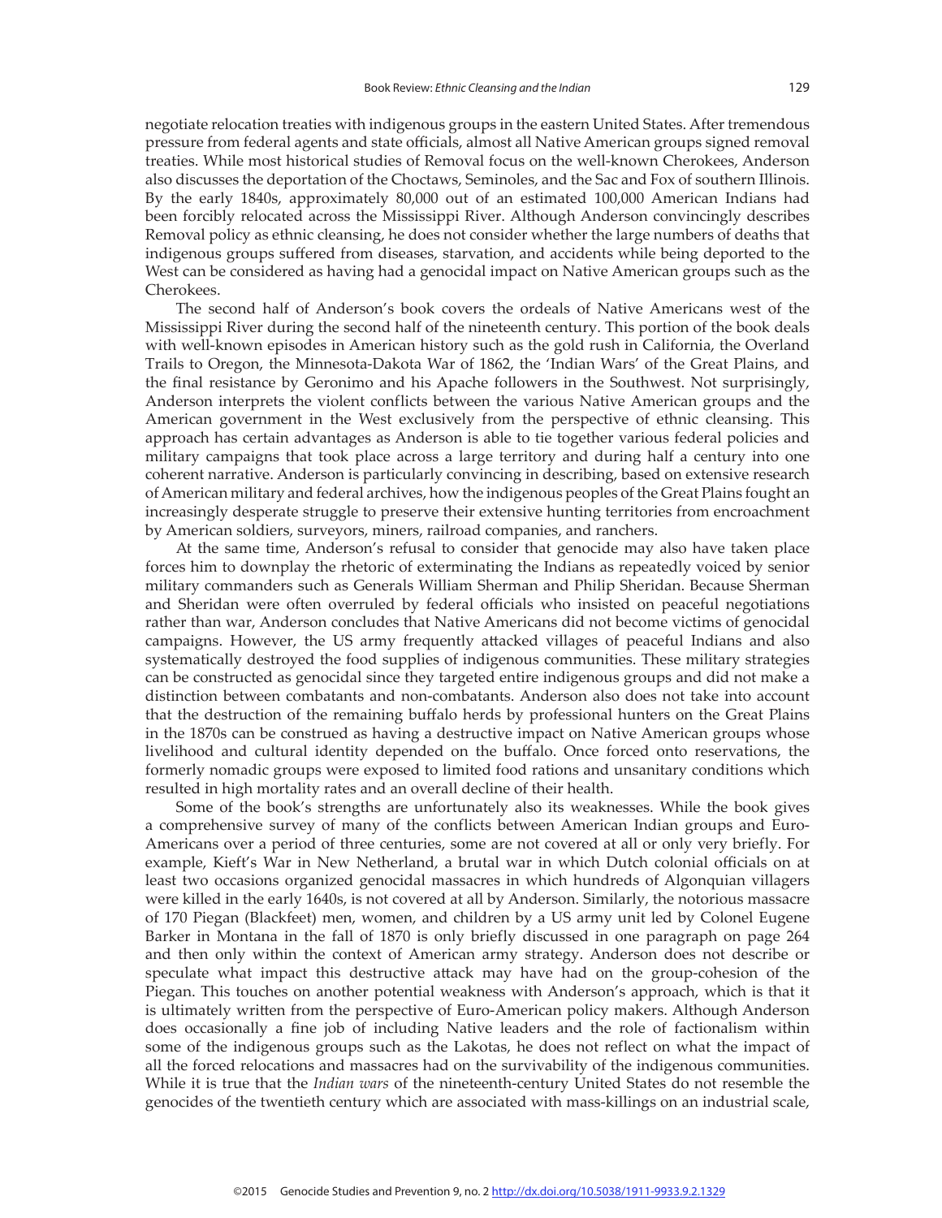negotiate relocation treaties with indigenous groups in the eastern United States. After tremendous pressure from federal agents and state officials, almost all Native American groups signed removal treaties. While most historical studies of Removal focus on the well-known Cherokees, Anderson also discusses the deportation of the Choctaws, Seminoles, and the Sac and Fox of southern Illinois. By the early 1840s, approximately 80,000 out of an estimated 100,000 American Indians had been forcibly relocated across the Mississippi River. Although Anderson convincingly describes Removal policy as ethnic cleansing, he does not consider whether the large numbers of deaths that indigenous groups suffered from diseases, starvation, and accidents while being deported to the West can be considered as having had a genocidal impact on Native American groups such as the Cherokees.

The second half of Anderson's book covers the ordeals of Native Americans west of the Mississippi River during the second half of the nineteenth century. This portion of the book deals with well-known episodes in American history such as the gold rush in California, the Overland Trails to Oregon, the Minnesota-Dakota War of 1862, the 'Indian Wars' of the Great Plains, and the final resistance by Geronimo and his Apache followers in the Southwest. Not surprisingly, Anderson interprets the violent conflicts between the various Native American groups and the American government in the West exclusively from the perspective of ethnic cleansing. This approach has certain advantages as Anderson is able to tie together various federal policies and military campaigns that took place across a large territory and during half a century into one coherent narrative. Anderson is particularly convincing in describing, based on extensive research of American military and federal archives, how the indigenous peoples of the Great Plains fought an increasingly desperate struggle to preserve their extensive hunting territories from encroachment by American soldiers, surveyors, miners, railroad companies, and ranchers.

At the same time, Anderson's refusal to consider that genocide may also have taken place forces him to downplay the rhetoric of exterminating the Indians as repeatedly voiced by senior military commanders such as Generals William Sherman and Philip Sheridan. Because Sherman and Sheridan were often overruled by federal officials who insisted on peaceful negotiations rather than war, Anderson concludes that Native Americans did not become victims of genocidal campaigns. However, the US army frequently attacked villages of peaceful Indians and also systematically destroyed the food supplies of indigenous communities. These military strategies can be constructed as genocidal since they targeted entire indigenous groups and did not make a distinction between combatants and non-combatants. Anderson also does not take into account that the destruction of the remaining buffalo herds by professional hunters on the Great Plains in the 1870s can be construed as having a destructive impact on Native American groups whose livelihood and cultural identity depended on the buffalo. Once forced onto reservations, the formerly nomadic groups were exposed to limited food rations and unsanitary conditions which resulted in high mortality rates and an overall decline of their health.

Some of the book's strengths are unfortunately also its weaknesses. While the book gives a comprehensive survey of many of the conflicts between American Indian groups and Euro-Americans over a period of three centuries, some are not covered at all or only very briefly. For example, Kieft's War in New Netherland, a brutal war in which Dutch colonial officials on at least two occasions organized genocidal massacres in which hundreds of Algonquian villagers were killed in the early 1640s, is not covered at all by Anderson. Similarly, the notorious massacre of 170 Piegan (Blackfeet) men, women, and children by a US army unit led by Colonel Eugene Barker in Montana in the fall of 1870 is only briefly discussed in one paragraph on page 264 and then only within the context of American army strategy. Anderson does not describe or speculate what impact this destructive attack may have had on the group-cohesion of the Piegan. This touches on another potential weakness with Anderson's approach, which is that it is ultimately written from the perspective of Euro-American policy makers. Although Anderson does occasionally a fine job of including Native leaders and the role of factionalism within some of the indigenous groups such as the Lakotas, he does not reflect on what the impact of all the forced relocations and massacres had on the survivability of the indigenous communities. While it is true that the *Indian wars* of the nineteenth-century United States do not resemble the genocides of the twentieth century which are associated with mass-killings on an industrial scale,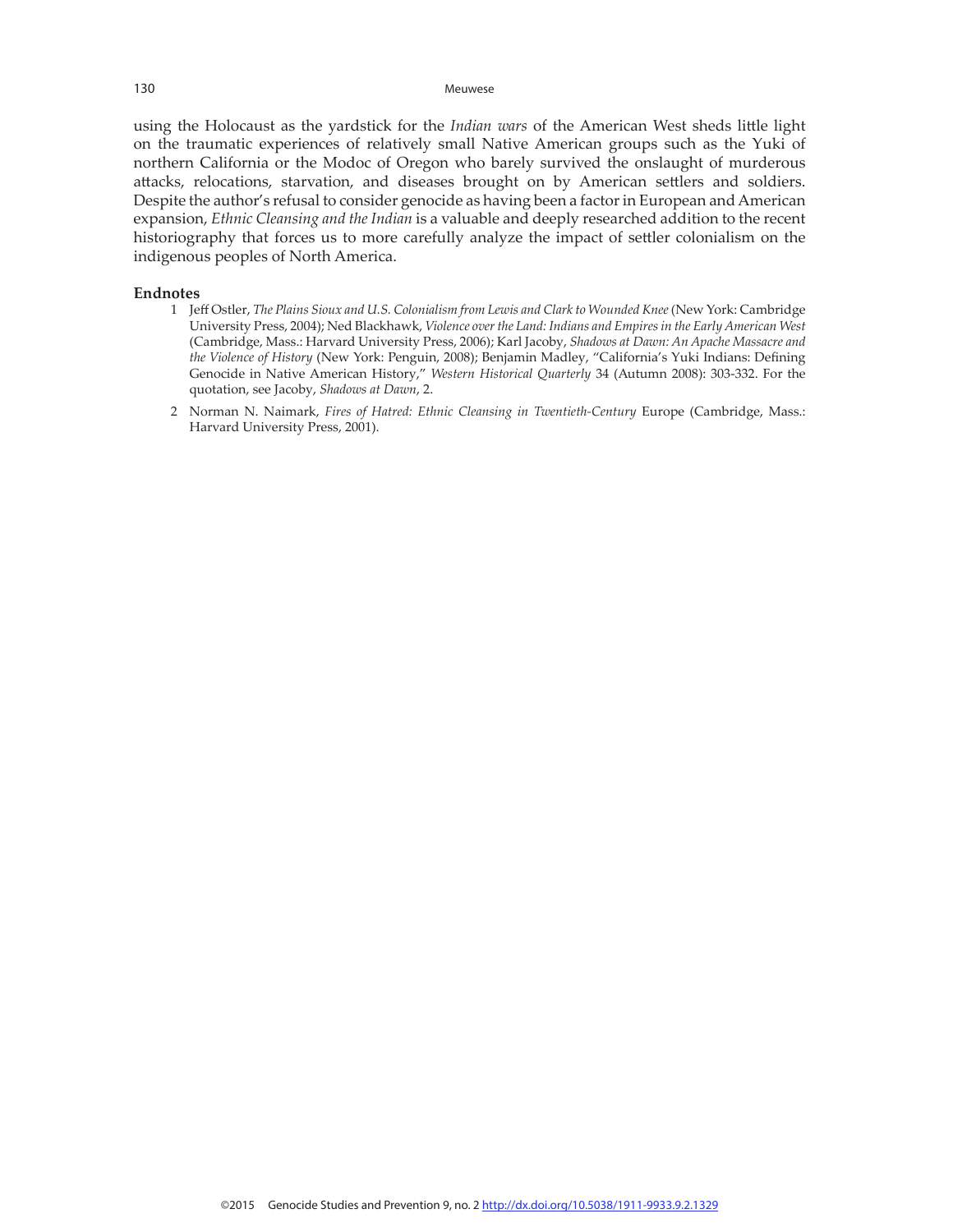using the Holocaust as the yardstick for the *Indian wars* of the American West sheds little light on the traumatic experiences of relatively small Native American groups such as the Yuki of northern California or the Modoc of Oregon who barely survived the onslaught of murderous attacks, relocations, starvation, and diseases brought on by American settlers and soldiers. Despite the author's refusal to consider genocide as having been a factor in European and American expansion, *Ethnic Cleansing and the Indian* is a valuable and deeply researched addition to the recent historiography that forces us to more carefully analyze the impact of settler colonialism on the indigenous peoples of North America.

**Endnotes**

1 Jeff Ostler, *The Plains Sioux and U.S. Colonialism from Lewis and Clark to Wounded Knee* (New York: Cambridge University Press, 2004); Ned Blackhawk, *Violence over the Land: Indians and Empires in the Early American West* (Cambridge, Mass.: Harvard University Press, 2006); Karl Jacoby, *Shadows at Dawn: An Apache Massacre and the Violence of History* (New York: Penguin, 2008); Benjamin Madley, "California's Yuki Indians: Defining Genocide in Native American History," *Western Historical Quarterly* 34 (Autumn 2008): 303-332. For the quotation, see Jacoby, *Shadows at Dawn*, 2.

2 Norman N. Naimark, *Fires of Hatred: Ethnic Cleansing in Twentieth-Century* Europe (Cambridge, Mass.: Harvard University Press, 2001).